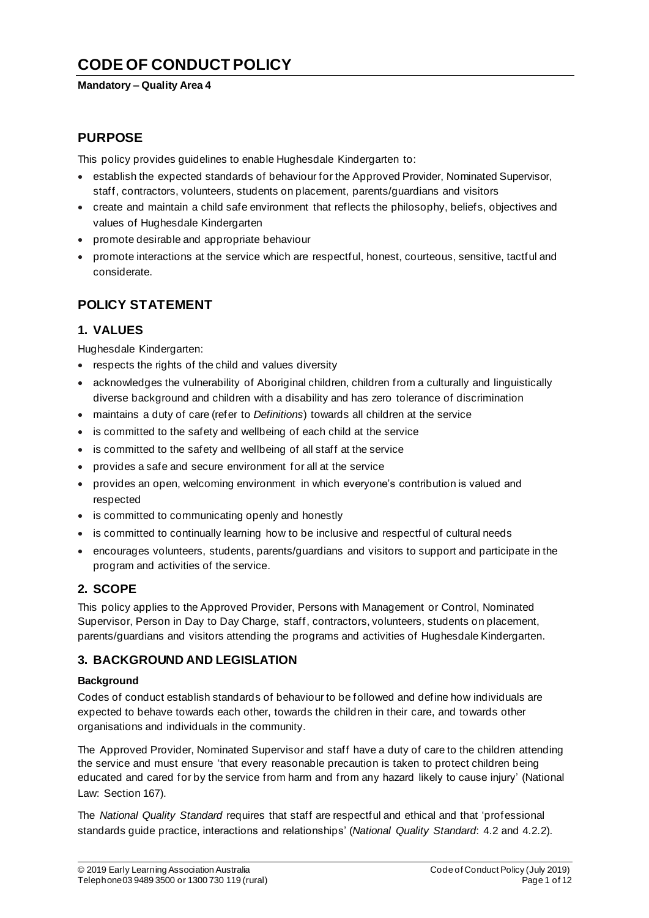# CODE OF CONDUCT POLICY

**Mandatory – Quality Area 4**

## PURPOSE

This policy provides guidelines to enable Hughesdale Kindergarten to:

- establish the expected standards of behaviour for the Approved Provider, Nominated Supervisor, staff, contractors, volunteers, students on placement, parents/guardians and visitors
- create and maintain a child safe environment that reflects the philosophy, beliefs, objectives and values of Hughesdale Kindergarten
- promote desirable and appropriate behaviour
- promote interactions at the service which are respectful, honest, courteous, sensitive, tactful and considerate.

## POLICY STATEMENT

### 1. VALUES

Hughesdale Kindergarten:

- respects the rights of the child and values diversity
- acknowledges the vulnerability of Aboriginal children, children from a culturally and linguistically diverse background and children with a disability and has zero tolerance of discrimination
- maintains a duty of care (refer to *Definitions*) towards all children at the service
- is committed to the safety and wellbeing of each child at the service
- is committed to the safety and wellbeing of all staff at the service
- provides a safe and secure environment for all at the service
- provides an open, welcoming environment in which everyone's contribution is valued and respected
- is committed to communicating openly and honestly
- is committed to continually learning how to be inclusive and respectful of cultural needs
- encourages volunteers, students, parents/guardians and visitors to support and participate in the program and activities of the service.

### 2. SCOPE

This policy applies to the Approved Provider, Persons with Management or Control, Nominated Supervisor, Person in Day to Day Charge, staff, contractors, volunteers, students on placement, parents/guardians and visitors attending the programs and activities of Hughesdale Kindergarten.

### 3. BACKGROUND AND LEGISLATION

**Background**

Codes of conduct establish standards of behaviour to be followed and define how individuals are expected to behave towards each other, towards the children in their care, and towards other organisations and individuals in the community.

The Approved Provider, Nominated Supervisor and staff have a duty of care to the children attending the service and must ensure 'that every reasonable precaution is taken to protect children being educated and cared for by the service from harm and from any hazard likely to cause injury' (National Law: Section 167).

The *National Quality Standard* requires that staff are respectful and ethical and that 'professional standards guide practice, interactions and relationships' (*National Quality Standard*: 4.2 and 4.2.2).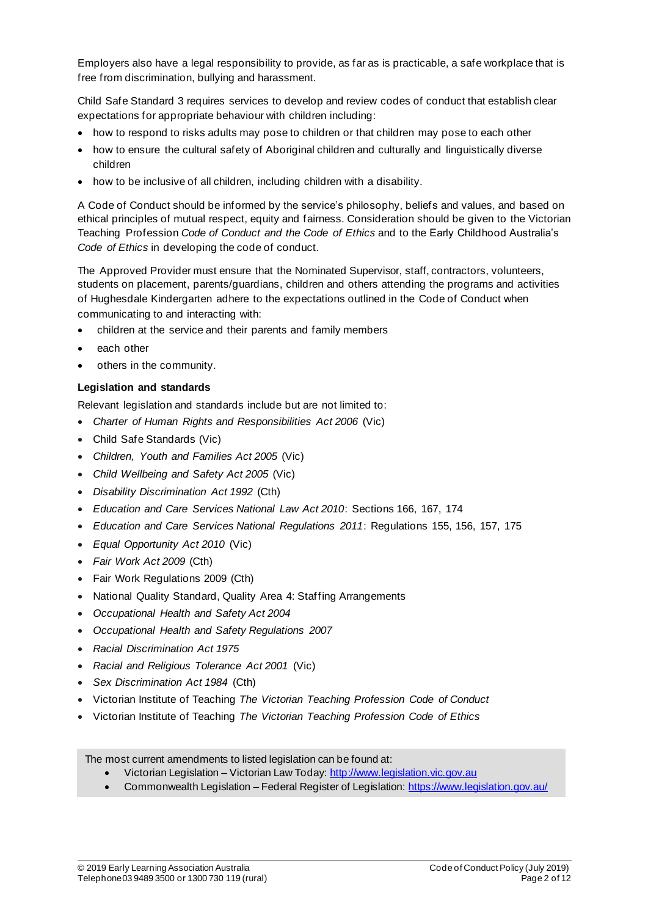Employers also have a legal responsibility to provide, as far as is practicable, a safe workplace that is free from discrimination, bullying and harassment.

Child Safe Standard 3 requires services to develop and review codes of conduct that establish clear expectations for appropriate behaviour with children including:

- how to respond to risks adults may pose to children or that children may pose to each other
- how to ensure the cultural safety of Aboriginal children and culturally and linguistically diverse children
- how to be inclusive of all children, including children with a disability.

A Code of Conduct should be informed by the service's philosophy, beliefs and values, and based on ethical principles of mutual respect, equity and fairness. Consideration should be given to the Victorian Teaching Profession *Code of Conduct and the Code of Ethics* and to the Early Childhood Australia's *Code of Ethics* in developing the code of conduct.

The Approved Provider must ensure that the Nominated Supervisor, staff, contractors, volunteers, students on placement, parents/guardians, children and others attending the programs and activities of Hughesdale Kindergarten adhere to the expectations outlined in the Code of Conduct when communicating to and interacting with:

- children at the service and their parents and family members
- each other
- others in the community.

**Legislation and standards**

Relevant legislation and standards include but are not limited to:

- *Charter of Human Rights and Responsibilities Act 2006* (Vic)
- Child Safe Standards (Vic)
- *Children, Youth and Families Act 2005* (Vic)
- *Child Wellbeing and Safety Act 2005* (Vic)
- *Disability Discrimination Act 1992* (Cth)
- *Education and Care Services National Law Act 2010*: Sections 166, 167, 174
- *Education and Care Services National Regulations 2011*: Regulations 155, 156, 157, 175
- *Equal Opportunity Act 2010* (Vic)
- *Fair Work Act 2009* (Cth)
- Fair Work Regulations 2009 (Cth)
- National Quality Standard, Quality Area 4: Staffing Arrangements
- *Occupational Health and Safety Act 2004*
- *Occupational Health and Safety Regulations 2007*
- *Racial Discrimination Act 1975*
- *Racial and Religious Tolerance Act 2001* (Vic)
- *Sex Discrimination Act 1984* (Cth)
- Victorian Institute of Teaching *The Victorian Teaching Profession Code of Conduct*
- Victorian Institute of Teaching *The Victorian Teaching Profession Code of Ethics*

The most current amendments to listed legislation can be found at:

- Victorian Legislation – Victorian Law Today: [http://www.legislation.vic.gov.au](http://www.legislation.vic.gov.au)
- Commonwealth Legislation – Federal Register of Legislation: [https://www.legislation.gov.au/](https://www.legislation.gov.au/)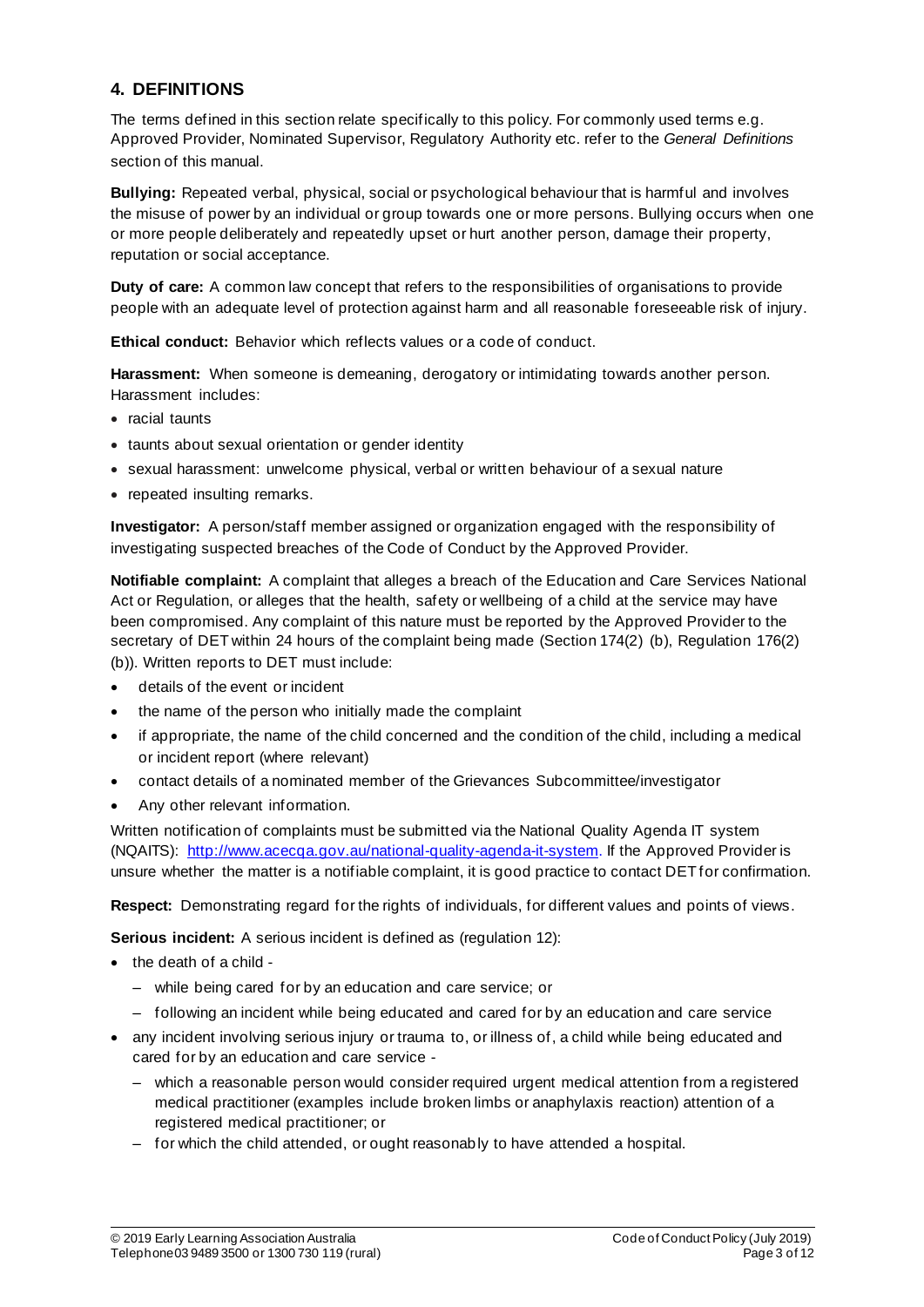## 4. DEFINITIONS

The terms defined in this section relate specifically to this policy. For commonly used terms e.g. Approved Provider, Nominated Supervisor, Regulatory Authority etc. refer to the *General Definitions* section of this manual.

**Bullying:** Repeated verbal, physical, social or psychological behaviour that is harmful and involves the misuse of power by an individual or group towards one or more persons. Bullying occurs when one or more people deliberately and repeatedly upset or hurt another person, damage their property, reputation or social acceptance.

**Duty of care:** A common law concept that refers to the responsibilities of organisations to provide people with an adequate level of protection against harm and all reasonable foreseeable risk of injury.

**Ethical conduct:** Behavior which reflects values or a code of conduct.

**Harassment:** When someone is demeaning, derogatory or intimidating towards another person. Harassment includes:

- racial taunts
- taunts about sexual orientation or gender identity
- sexual harassment: unwelcome physical, verbal or written behaviour of a sexual nature
- repeated insulting remarks.

**Investigator:** A person/staff member assigned or organization engaged with the responsibility of investigating suspected breaches of the Code of Conduct by the Approved Provider.

**Notifiable complaint:** A complaint that alleges a breach of the Education and Care Services National Act or Regulation, or alleges that the health, safety or wellbeing of a child at the service may have been compromised. Any complaint of this nature must be reported by the Approved Provider to the secretary of DET within 24 hours of the complaint being made (Section 174(2) (b), Regulation 176(2) (b)). Written reports to DET must include:

- details of the event or incident
- the name of the person who initially made the complaint
- if appropriate, the name of the child concerned and the condition of the child, including a medical or incident report (where relevant)
- contact details of a nominated member of the Grievances Subcommittee/investigator
- Any other relevant information.

Written notification of complaints must be submitted via the National Quality Agenda IT system (NQAITS): [http://www.acecqa.gov.au/national-quality-agenda-it-system](http://www.acecqa.gov.au/national-quality-agenda-it-system). If the Approved Provider is unsure whether the matter is a notifiable complaint, it is good practice to contact DET for confirmation.

**Respect:** Demonstrating regard for the rights of individuals, for different values and points of views.

**Serious incident:** A serious incident is defined as (regulation 12):

- the death of a child -
  - while being cared for by an education and care service; or
  - following an incident while being educated and cared for by an education and care service
- any incident involving serious injury or trauma to, or illness of, a child while being educated and cared for by an education and care service -
  - which a reasonable person would consider required urgent medical attention from a registered medical practitioner (examples include broken limbs or anaphylaxis reaction) attention of a registered medical practitioner; or
  - for which the child attended, or ought reasonably to have attended a hospital.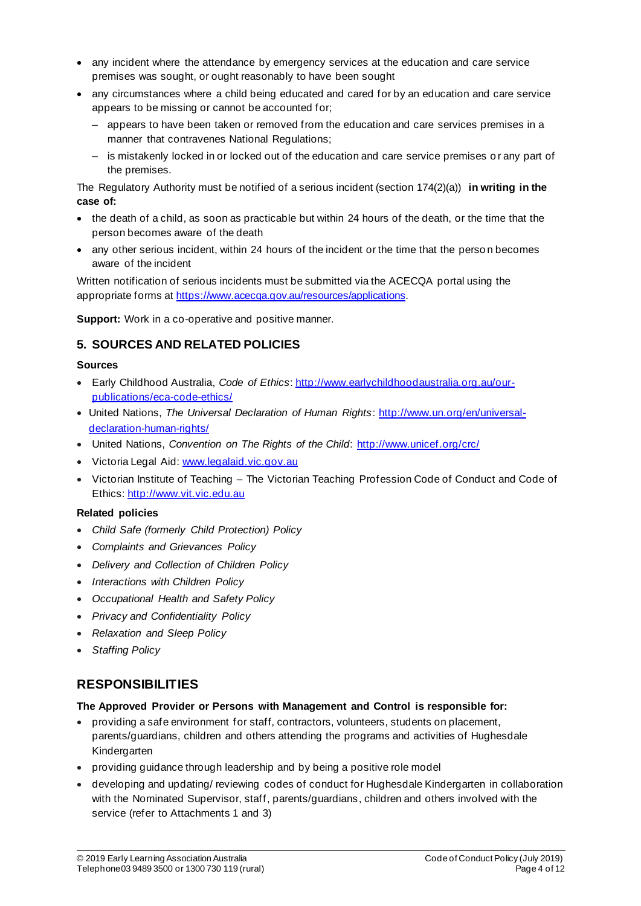- any incident where the attendance by emergency services at the education and care service premises was sought, or ought reasonably to have been sought
- any circumstances where a child being educated and cared for by an education and care service appears to be missing or cannot be accounted for;
  - appears to have been taken or removed from the education and care services premises in a manner that contravenes National Regulations;
  - is mistakenly locked in or locked out of the education and care service premises or any part of the premises.

The Regulatory Authority must be notified of a serious incident (section 174(2)(a)) **in writing in the case of:**

- the death of a child, as soon as practicable but within 24 hours of the death, or the time that the person becomes aware of the death
- any other serious incident, within 24 hours of the incident or the time that the person becomes aware of the incident

Written notification of serious incidents must be submitted via the ACECQA portal using the appropriate forms at https://www.acecqa.gov.au/resources/applications.

**Support:** Work in a co-operative and positive manner.

## 5. SOURCES AND RELATED POLICIES

### Sources

- Early Childhood Australia, *Code of Ethics*: http://www.earlychildhoodaustralia.org.au/our-publications/eca-code-ethics/
- United Nations, *The Universal Declaration of Human Rights*: http://www.un.org/en/universal-declaration-human-rights/
- United Nations, *Convention on The Rights of the Child*: http://www.unicef.org/crc/
- Victoria Legal Aid: www.legalaid.vic.gov.au
- Victorian Institute of Teaching – The Victorian Teaching Profession Code of Conduct and Code of Ethics: http://www.vit.vic.edu.au

### Related policies

- *Child Safe (formerly Child Protection) Policy*
- *Complaints and Grievances Policy*
- *Delivery and Collection of Children Policy*
- *Interactions with Children Policy*
- *Occupational Health and Safety Policy*
- *Privacy and Confidentiality Policy*
- *Relaxation and Sleep Policy*
- *Staffing Policy*

## RESPONSIBILITIES

**The Approved Provider or Persons with Management and Control is responsible for:**

- providing a safe environment for staff, contractors, volunteers, students on placement, parents/guardians, children and others attending the programs and activities of Hughesdale Kindergarten
- providing guidance through leadership and by being a positive role model
- developing and updating/ reviewing codes of conduct for Hughesdale Kindergarten in collaboration with the Nominated Supervisor, staff, parents/guardians, children and others involved with the service (refer to Attachments 1 and 3)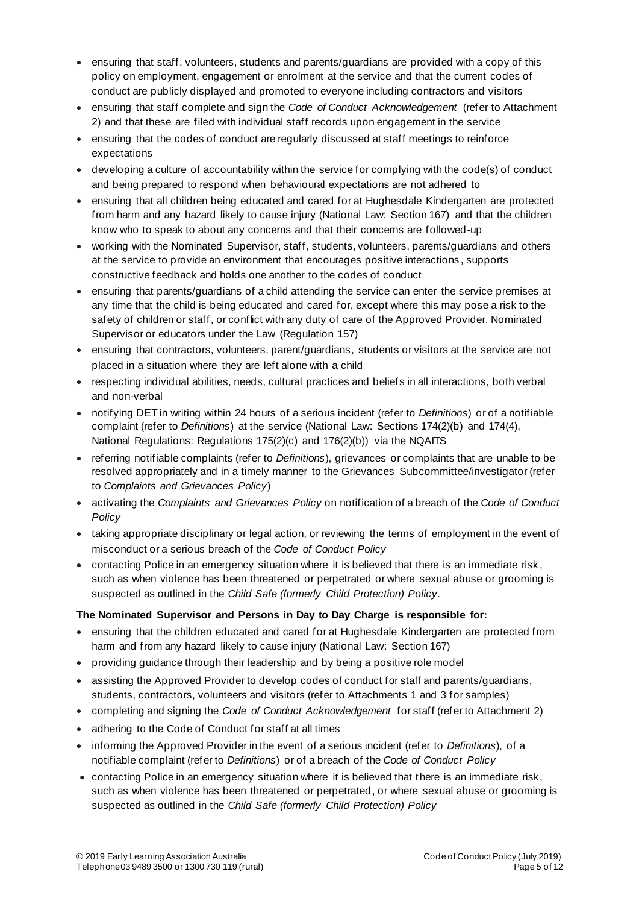- ensuring that staff, volunteers, students and parents/guardians are provided with a copy of this policy on employment, engagement or enrolment at the service and that the current codes of conduct are publicly displayed and promoted to everyone including contractors and visitors
- ensuring that staff complete and sign the *Code of Conduct Acknowledgement* (refer to Attachment 2) and that these are filed with individual staff records upon engagement in the service
- ensuring that the codes of conduct are regularly discussed at staff meetings to reinforce expectations
- developing a culture of accountability within the service for complying with the code(s) of conduct and being prepared to respond when behavioural expectations are not adhered to
- ensuring that all children being educated and cared for at Hughesdale Kindergarten are protected from harm and any hazard likely to cause injury (National Law: Section 167) and that the children know who to speak to about any concerns and that their concerns are followed-up
- working with the Nominated Supervisor, staff, students, volunteers, parents/guardians and others at the service to provide an environment that encourages positive interactions, supports constructive feedback and holds one another to the codes of conduct
- ensuring that parents/guardians of a child attending the service can enter the service premises at any time that the child is being educated and cared for, except where this may pose a risk to the safety of children or staff, or conflict with any duty of care of the Approved Provider, Nominated Supervisor or educators under the Law (Regulation 157)
- ensuring that contractors, volunteers, parent/guardians, students or visitors at the service are not placed in a situation where they are left alone with a child
- respecting individual abilities, needs, cultural practices and beliefs in all interactions, both verbal and non-verbal
- notifying DET in writing within 24 hours of a serious incident (refer to *Definitions*) or of a notifiable complaint (refer to *Definitions*) at the service (National Law: Sections 174(2)(b) and 174(4), National Regulations: Regulations 175(2)(c) and 176(2)(b)) via the NQAITS
- referring notifiable complaints (refer to *Definitions*), grievances or complaints that are unable to be resolved appropriately and in a timely manner to the Grievances Subcommittee/investigator (refer to *Complaints and Grievances Policy*)
- activating the *Complaints and Grievances Policy* on notification of a breach of the *Code of Conduct Policy*
- taking appropriate disciplinary or legal action, or reviewing the terms of employment in the event of misconduct or a serious breach of the *Code of Conduct Policy*
- contacting Police in an emergency situation where it is believed that there is an immediate risk, such as when violence has been threatened or perpetrated or where sexual abuse or grooming is suspected as outlined in the *Child Safe (formerly Child Protection) Policy*.

**The Nominated Supervisor and Persons in Day to Day Charge is responsible for:**

- ensuring that the children educated and cared for at Hughesdale Kindergarten are protected from harm and from any hazard likely to cause injury (National Law: Section 167)
- providing guidance through their leadership and by being a positive role model
- assisting the Approved Provider to develop codes of conduct for staff and parents/guardians, students, contractors, volunteers and visitors (refer to Attachments 1 and 3 for samples)
- completing and signing the *Code of Conduct Acknowledgement* for staff (refer to Attachment 2)
- adhering to the Code of Conduct for staff at all times
- informing the Approved Provider in the event of a serious incident (refer to *Definitions*), of a notifiable complaint (refer to *Definitions*) or of a breach of the *Code of Conduct Policy*
- contacting Police in an emergency situation where it is believed that there is an immediate risk, such as when violence has been threatened or perpetrated, or where sexual abuse or grooming is suspected as outlined in the *Child Safe (formerly Child Protection) Policy*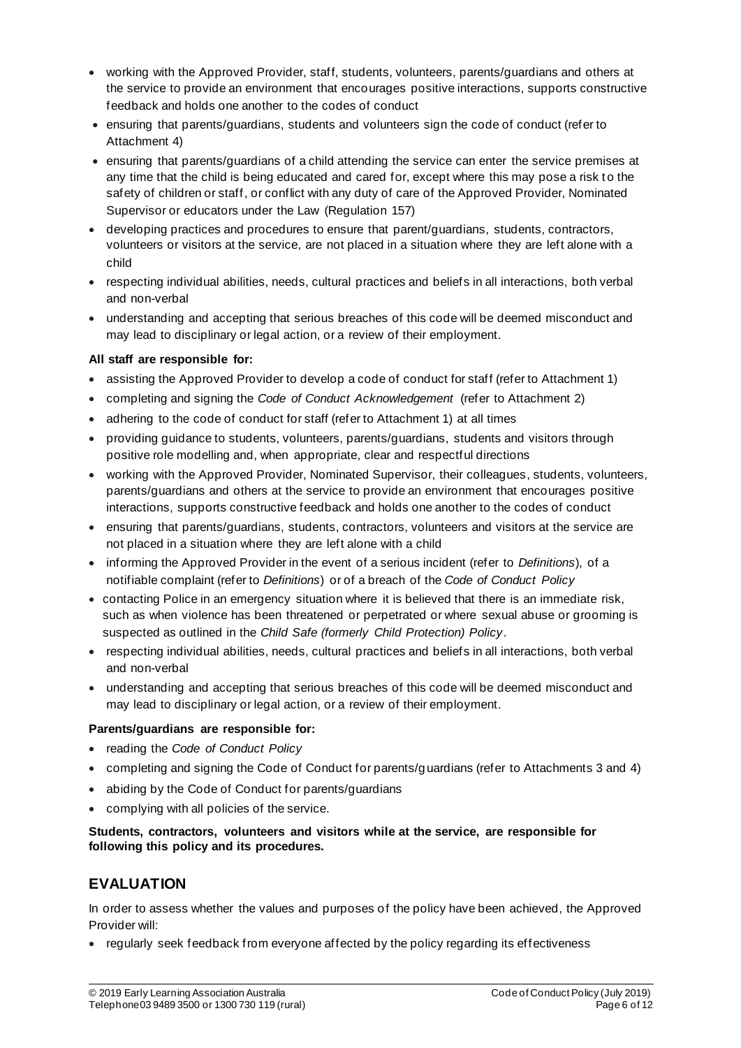- working with the Approved Provider, staff, students, volunteers, parents/guardians and others at the service to provide an environment that encourages positive interactions, supports constructive feedback and holds one another to the codes of conduct
- ensuring that parents/guardians, students and volunteers sign the code of conduct (refer to Attachment 4)
- ensuring that parents/guardians of a child attending the service can enter the service premises at any time that the child is being educated and cared for, except where this may pose a risk to the safety of children or staff, or conflict with any duty of care of the Approved Provider, Nominated Supervisor or educators under the Law (Regulation 157)
- developing practices and procedures to ensure that parent/guardians, students, contractors, volunteers or visitors at the service, are not placed in a situation where they are left alone with a child
- respecting individual abilities, needs, cultural practices and beliefs in all interactions, both verbal and non-verbal
- understanding and accepting that serious breaches of this code will be deemed misconduct and may lead to disciplinary or legal action, or a review of their employment.

**All staff are responsible for:**

- assisting the Approved Provider to develop a code of conduct for staff (refer to Attachment 1)
- completing and signing the *Code of Conduct Acknowledgement* (refer to Attachment 2)
- adhering to the code of conduct for staff (refer to Attachment 1) at all times
- providing guidance to students, volunteers, parents/guardians, students and visitors through positive role modelling and, when appropriate, clear and respectful directions
- working with the Approved Provider, Nominated Supervisor, their colleagues, students, volunteers, parents/guardians and others at the service to provide an environment that encourages positive interactions, supports constructive feedback and holds one another to the codes of conduct
- ensuring that parents/guardians, students, contractors, volunteers and visitors at the service are not placed in a situation where they are left alone with a child
- informing the Approved Provider in the event of a serious incident (refer to *Definitions*), of a notifiable complaint (refer to *Definitions*) or of a breach of the *Code of Conduct Policy*
- contacting Police in an emergency situation where it is believed that there is an immediate risk, such as when violence has been threatened or perpetrated or where sexual abuse or grooming is suspected as outlined in the *Child Safe (formerly Child Protection) Policy*.
- respecting individual abilities, needs, cultural practices and beliefs in all interactions, both verbal and non-verbal
- understanding and accepting that serious breaches of this code will be deemed misconduct and may lead to disciplinary or legal action, or a review of their employment.

**Parents/guardians are responsible for:**

- reading the *Code of Conduct Policy*
- completing and signing the Code of Conduct for parents/guardians (refer to Attachments 3 and 4)
- abiding by the Code of Conduct for parents/guardians
- complying with all policies of the service.

**Students, contractors, volunteers and visitors while at the service, are responsible for following this policy and its procedures.**

## EVALUATION

In order to assess whether the values and purposes of the policy have been achieved, the Approved Provider will:

- regularly seek feedback from everyone affected by the policy regarding its effectiveness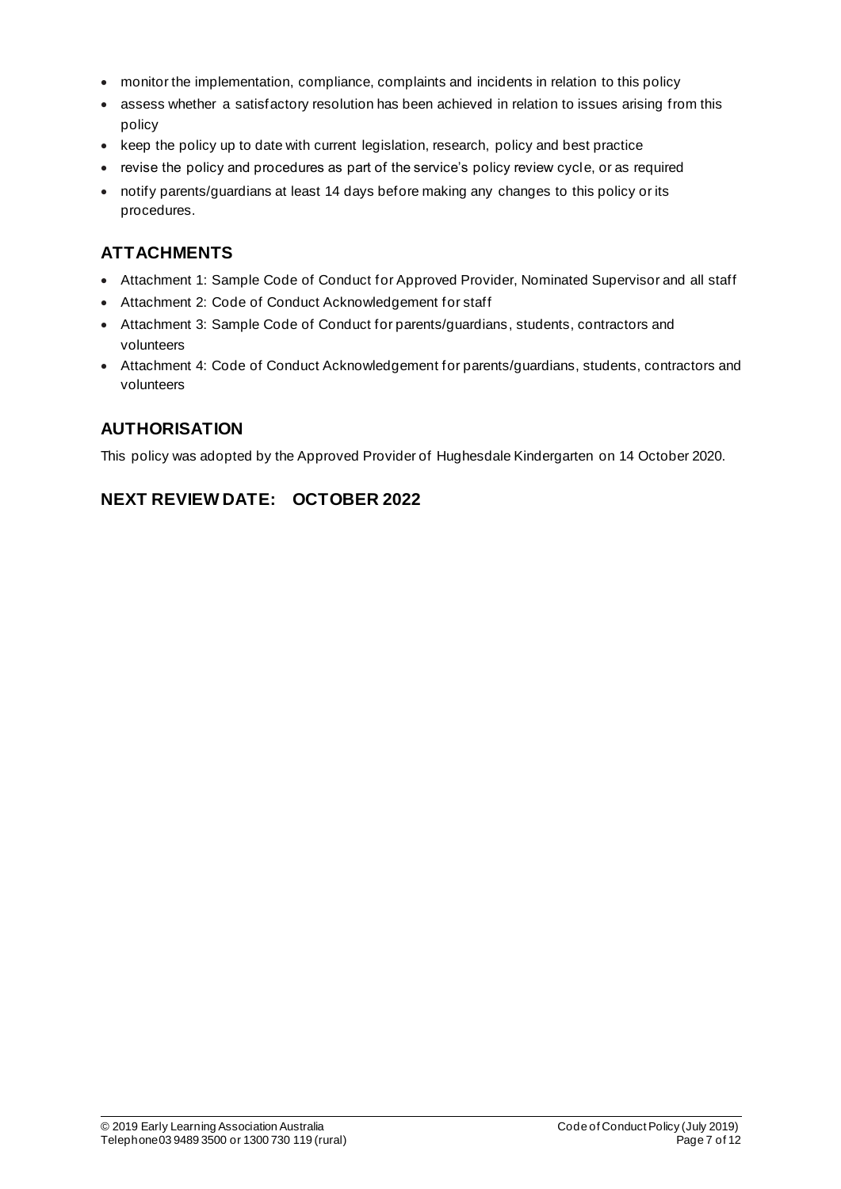- monitor the implementation, compliance, complaints and incidents in relation to this policy
- assess whether a satisfactory resolution has been achieved in relation to issues arising from this policy
- keep the policy up to date with current legislation, research, policy and best practice
- revise the policy and procedures as part of the service's policy review cycle, or as required
- notify parents/guardians at least 14 days before making any changes to this policy or its procedures.

## ATTACHMENTS

- Attachment 1: Sample Code of Conduct for Approved Provider, Nominated Supervisor and all staff
- Attachment 2: Code of Conduct Acknowledgement for staff
- Attachment 3: Sample Code of Conduct for parents/guardians, students, contractors and volunteers
- Attachment 4: Code of Conduct Acknowledgement for parents/guardians, students, contractors and volunteers

## AUTHORISATION

This policy was adopted by the Approved Provider of Hughesdale Kindergarten on 14 October 2020.

## NEXT REVIEW DATE: OCTOBER 2022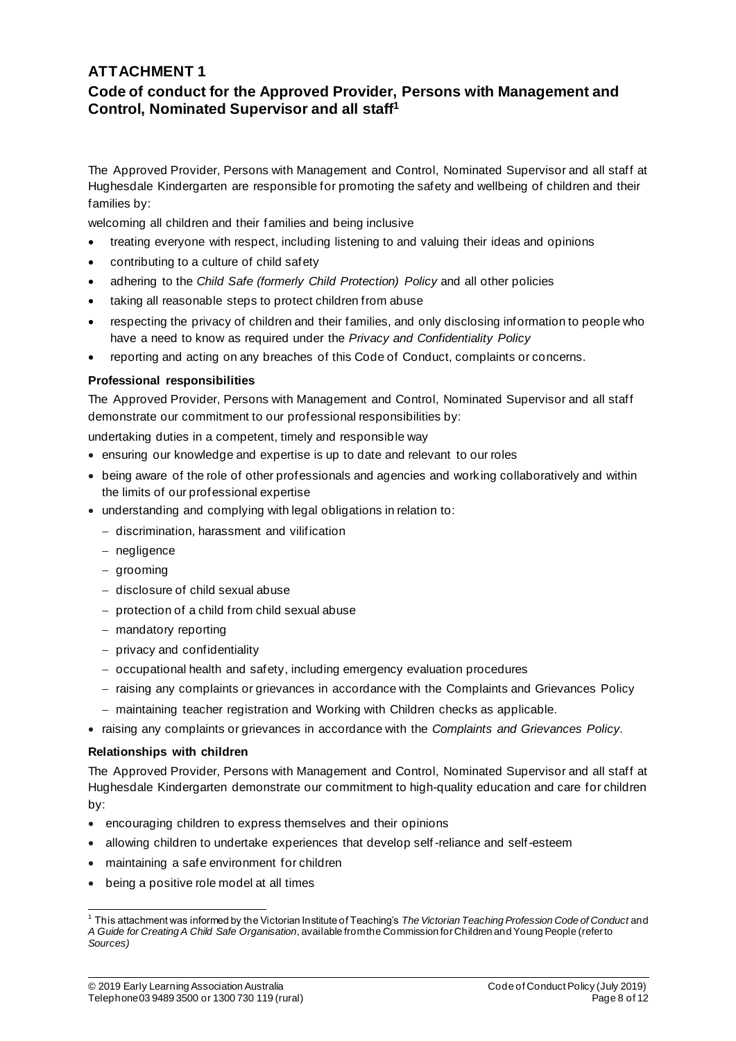# ATTACHMENT 1

## Code of conduct for the Approved Provider, Persons with Management and Control, Nominated Supervisor and all staff[1]

The Approved Provider, Persons with Management and Control, Nominated Supervisor and all staff at Hughesdale Kindergarten are responsible for promoting the safety and wellbeing of children and their families by:

welcoming all children and their families and being inclusive

- treating everyone with respect, including listening to and valuing their ideas and opinions
- contributing to a culture of child safety
- adhering to the *Child Safe (formerly Child Protection) Policy* and all other policies
- taking all reasonable steps to protect children from abuse
- respecting the privacy of children and their families, and only disclosing information to people who have a need to know as required under the *Privacy and Confidentiality Policy*
- reporting and acting on any breaches of this Code of Conduct, complaints or concerns.

**Professional responsibilities**

The Approved Provider, Persons with Management and Control, Nominated Supervisor and all staff demonstrate our commitment to our professional responsibilities by:

undertaking duties in a competent, timely and responsible way

- ensuring our knowledge and expertise is up to date and relevant to our roles
- being aware of the role of other professionals and agencies and working collaboratively and within the limits of our professional expertise
- understanding and complying with legal obligations in relation to:
  - discrimination, harassment and vilification
  - negligence
  - grooming
  - disclosure of child sexual abuse
  - protection of a child from child sexual abuse
  - mandatory reporting
  - privacy and confidentiality
  - occupational health and safety, including emergency evaluation procedures
  - raising any complaints or grievances in accordance with the Complaints and Grievances Policy
  - maintaining teacher registration and Working with Children checks as applicable.
- raising any complaints or grievances in accordance with the *Complaints and Grievances Policy.*

**Relationships with children**

The Approved Provider, Persons with Management and Control, Nominated Supervisor and all staff at Hughesdale Kindergarten demonstrate our commitment to high-quality education and care for children by:

- encouraging children to express themselves and their opinions
- allowing children to undertake experiences that develop self-reliance and self-esteem
- maintaining a safe environment for children
- being a positive role model at all times

[1] This attachment was informed by the Victorian Institute of Teaching's *The Victorian Teaching Profession Code of Conduct* and *A Guide for Creating A Child Safe Organisation*, available from the Commission for Children and Young People (refer to *Sources)*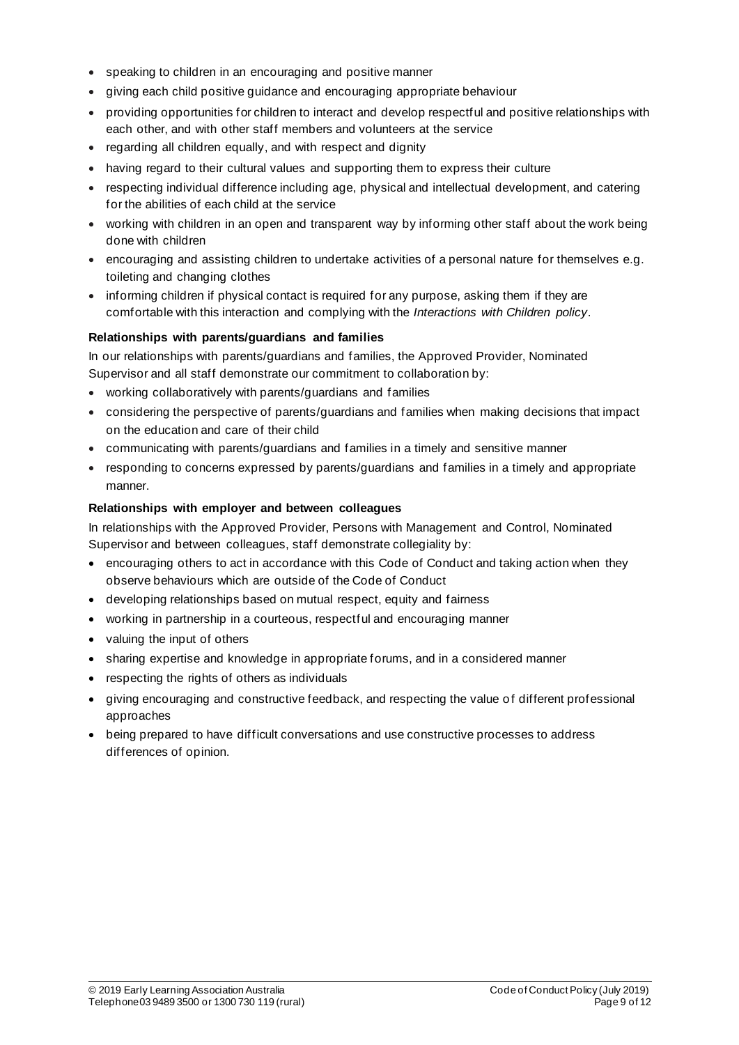- speaking to children in an encouraging and positive manner
- giving each child positive guidance and encouraging appropriate behaviour
- providing opportunities for children to interact and develop respectful and positive relationships with each other, and with other staff members and volunteers at the service
- regarding all children equally, and with respect and dignity
- having regard to their cultural values and supporting them to express their culture
- respecting individual difference including age, physical and intellectual development, and catering for the abilities of each child at the service
- working with children in an open and transparent way by informing other staff about the work being done with children
- encouraging and assisting children to undertake activities of a personal nature for themselves e.g. toileting and changing clothes
- informing children if physical contact is required for any purpose, asking them if they are comfortable with this interaction and complying with the *Interactions with Children policy*.

**Relationships with parents/guardians and families**

In our relationships with parents/guardians and families, the Approved Provider, Nominated Supervisor and all staff demonstrate our commitment to collaboration by:

- working collaboratively with parents/guardians and families
- considering the perspective of parents/guardians and families when making decisions that impact on the education and care of their child
- communicating with parents/guardians and families in a timely and sensitive manner
- responding to concerns expressed by parents/guardians and families in a timely and appropriate manner.

**Relationships with employer and between colleagues**

In relationships with the Approved Provider, Persons with Management and Control, Nominated Supervisor and between colleagues, staff demonstrate collegiality by:

- encouraging others to act in accordance with this Code of Conduct and taking action when they observe behaviours which are outside of the Code of Conduct
- developing relationships based on mutual respect, equity and fairness
- working in partnership in a courteous, respectful and encouraging manner
- valuing the input of others
- sharing expertise and knowledge in appropriate forums, and in a considered manner
- respecting the rights of others as individuals
- giving encouraging and constructive feedback, and respecting the value of different professional approaches
- being prepared to have difficult conversations and use constructive processes to address differences of opinion.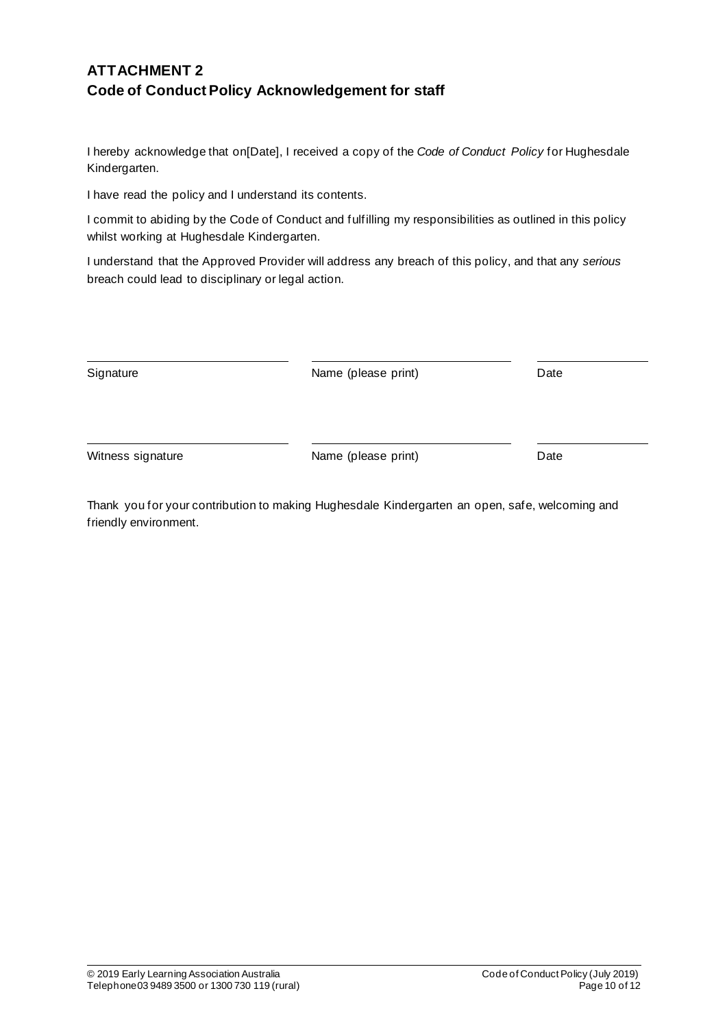## ATTACHMENT 2
## Code of Conduct Policy Acknowledgement for staff

I hereby acknowledge that on[Date], I received a copy of the *Code of Conduct Policy* for Hughesdale Kindergarten.

I have read the policy and I understand its contents.

I commit to abiding by the Code of Conduct and fulfilling my responsibilities as outlined in this policy whilst working at Hughesdale Kindergarten.

I understand that the Approved Provider will address any breach of this policy, and that any *serious* breach could lead to disciplinary or legal action.

| Signature | Name (please print) | Date |
| --- | --- | --- |
| | | |

| Witness signature | Name (please print) | Date |
| --- | --- | --- |
| | | |

Thank you for your contribution to making Hughesdale Kindergarten an open, safe, welcoming and friendly environment.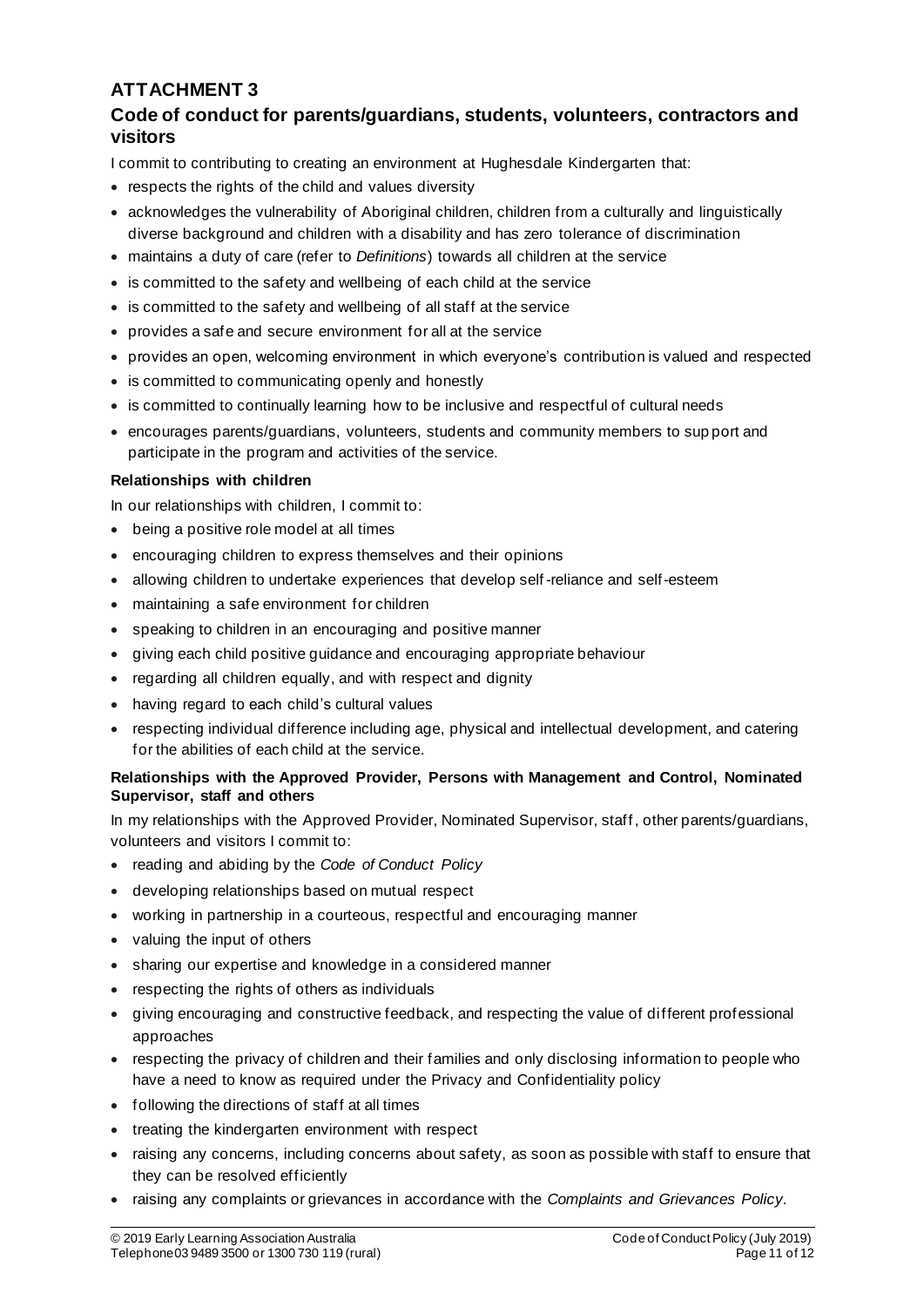## ATTACHMENT 3

### Code of conduct for parents/guardians, students, volunteers, contractors and visitors

I commit to contributing to creating an environment at Hughesdale Kindergarten that:

- respects the rights of the child and values diversity
- acknowledges the vulnerability of Aboriginal children, children from a culturally and linguistically diverse background and children with a disability and has zero tolerance of discrimination
- maintains a duty of care (refer to *Definitions*) towards all children at the service
- is committed to the safety and wellbeing of each child at the service
- is committed to the safety and wellbeing of all staff at the service
- provides a safe and secure environment for all at the service
- provides an open, welcoming environment in which everyone's contribution is valued and respected
- is committed to communicating openly and honestly
- is committed to continually learning how to be inclusive and respectful of cultural needs
- encourages parents/guardians, volunteers, students and community members to support and participate in the program and activities of the service.

**Relationships with children**

In our relationships with children, I commit to:

- being a positive role model at all times
- encouraging children to express themselves and their opinions
- allowing children to undertake experiences that develop self-reliance and self-esteem
- maintaining a safe environment for children
- speaking to children in an encouraging and positive manner
- giving each child positive guidance and encouraging appropriate behaviour
- regarding all children equally, and with respect and dignity
- having regard to each child's cultural values
- respecting individual difference including age, physical and intellectual development, and catering for the abilities of each child at the service.

**Relationships with the Approved Provider, Persons with Management and Control, Nominated Supervisor, staff and others**

In my relationships with the Approved Provider, Nominated Supervisor, staff, other parents/guardians, volunteers and visitors I commit to:

- reading and abiding by the *Code of Conduct Policy*
- developing relationships based on mutual respect
- working in partnership in a courteous, respectful and encouraging manner
- valuing the input of others
- sharing our expertise and knowledge in a considered manner
- respecting the rights of others as individuals
- giving encouraging and constructive feedback, and respecting the value of different professional approaches
- respecting the privacy of children and their families and only disclosing information to people who have a need to know as required under the Privacy and Confidentiality policy
- following the directions of staff at all times
- treating the kindergarten environment with respect
- raising any concerns, including concerns about safety, as soon as possible with staff to ensure that they can be resolved efficiently
- raising any complaints or grievances in accordance with the *Complaints and Grievances Policy*.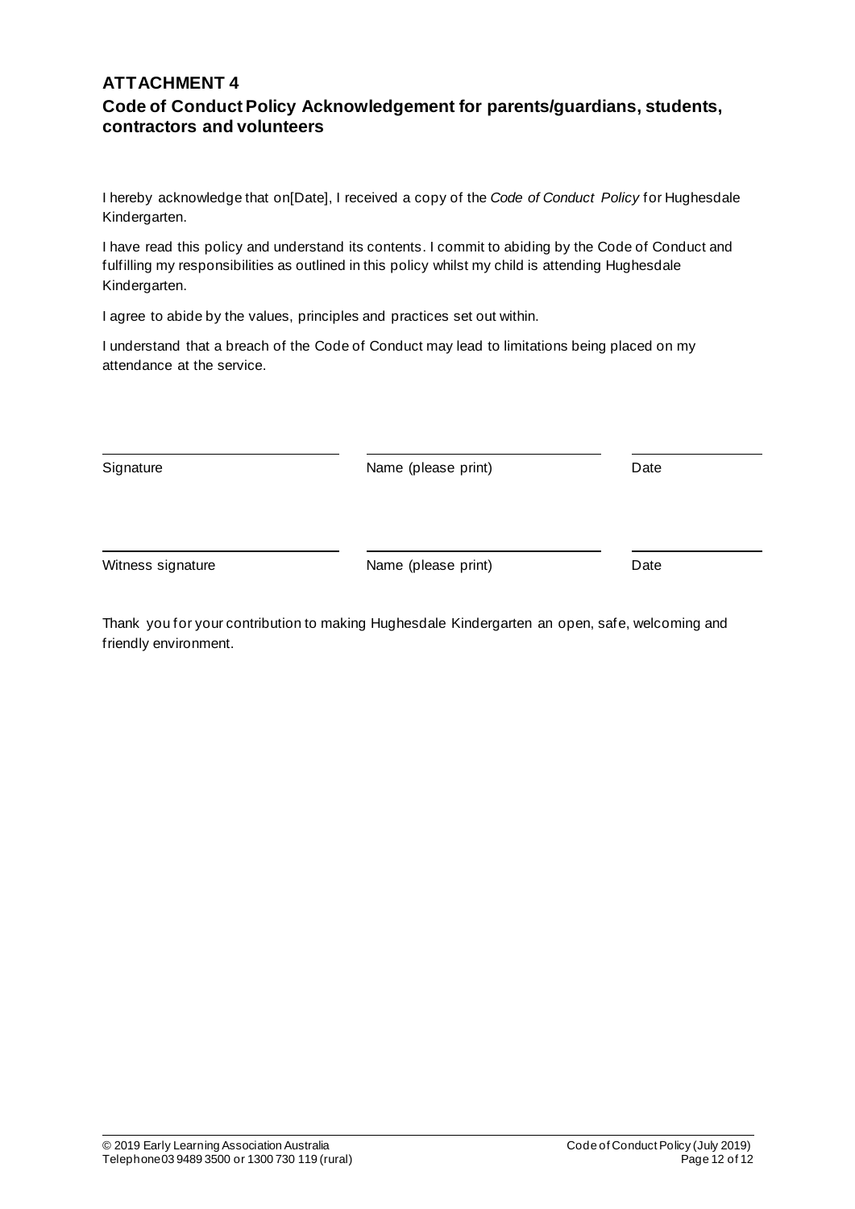## ATTACHMENT 4

### Code of Conduct Policy Acknowledgement for parents/guardians, students, contractors and volunteers

I hereby acknowledge that on[Date], I received a copy of the *Code of Conduct Policy* for Hughesdale Kindergarten.

I have read this policy and understand its contents. I commit to abiding by the Code of Conduct and fulfilling my responsibilities as outlined in this policy whilst my child is attending Hughesdale Kindergarten.

I agree to abide by the values, principles and practices set out within.

I understand that a breach of the Code of Conduct may lead to limitations being placed on my attendance at the service.

| | | |
|---|---|---|
| Signature | Name (please print) | Date |
| Witness signature | Name (please print) | Date |

Thank you for your contribution to making Hughesdale Kindergarten an open, safe, welcoming and friendly environment.